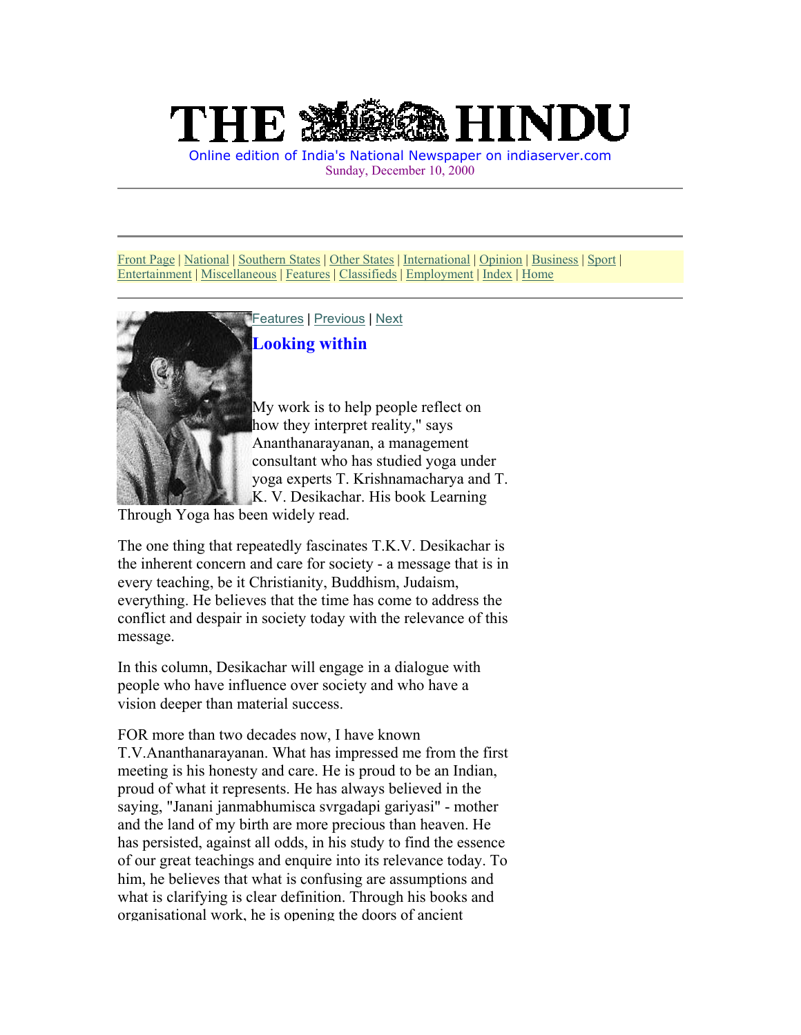# THE HINDU

Online edition of India's National Newspaper on indiaserver.com

Sunday, December 10, 2000

Front Page | National | Southern States | Other States | International | Opinion | Business | Sport | Entertainment | Miscellaneous | Features | Classifieds | Employment | Index | Home

Features | Previous | Next

## Looking within

My work is to help people reflect on how they interpret reality," says Ananthanarayanan, a management consultant who has studied yoga under yoga experts T. Krishnamacharya and T. K. V. Desikachar. His book Learning Through Yoga has been widely read.

The one thing that repeatedly fascinates T.K.V. Desikachar is the inherent concern and care for society - a message that is in every teaching, be it Christianity, Buddhism, Judaism, everything. He believes that the time has come to address the conflict and despair in society today with the relevance of this message.

In this column, Desikachar will engage in a dialogue with people who have influence over society and who have a vision deeper than material success.

FOR more than two decades now, I have known T.V.Ananthanarayanan. What has impressed me from the first meeting is his honesty and care. He is proud to be an Indian, proud of what it represents. He has always believed in the saying, "Janani janmabhumisca svrgadapi gariyasi" - mother and the land of my birth are more precious than heaven. He has persisted, against all odds, in his study to find the essence of our great teachings and enquire into its relevance today. To him, he believes that what is confusing are assumptions and what is clarifying is clear definition. Through his books and organisational work, he is opening the doors of ancient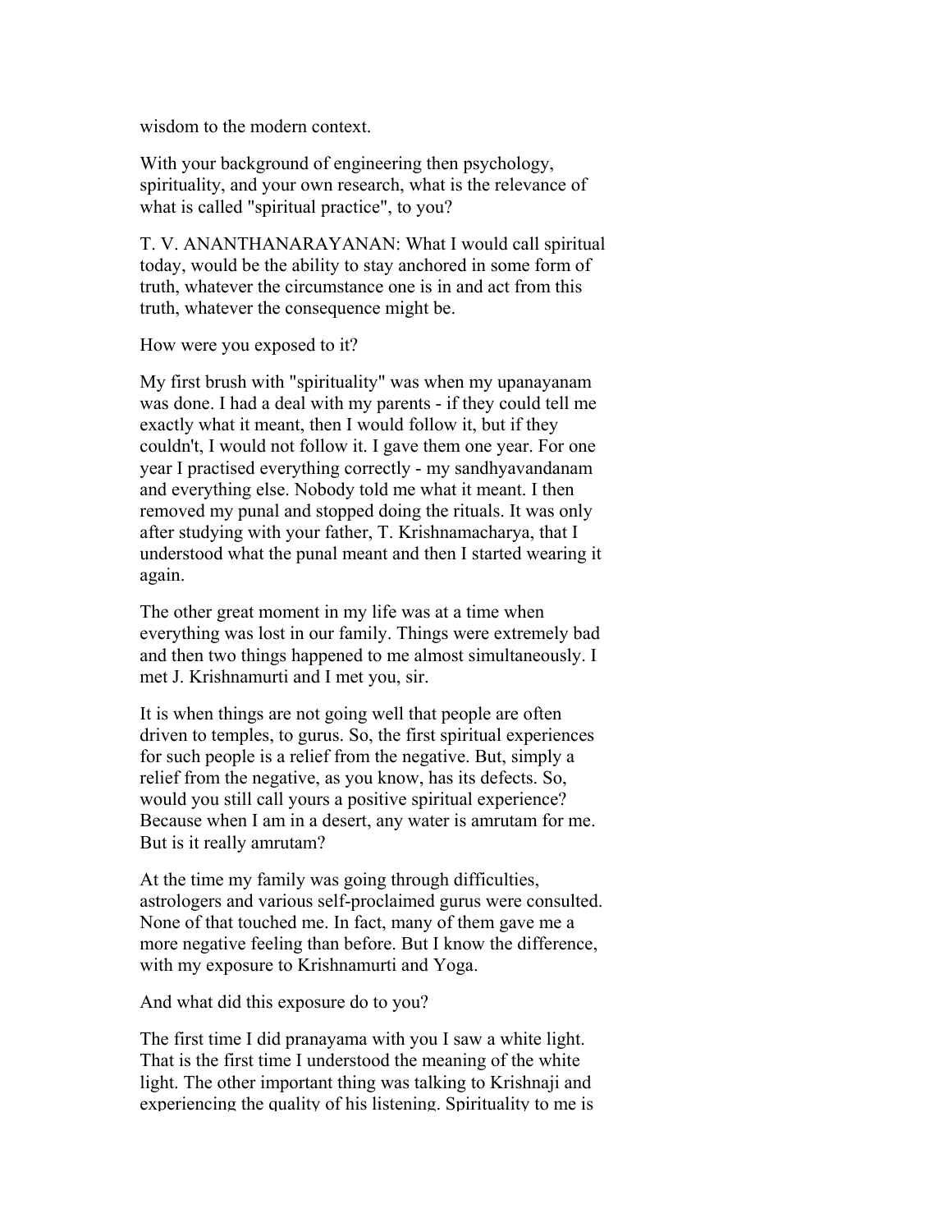wisdom to the modern context.

With your background of engineering then psychology, spirituality, and your own research, what is the relevance of what is called "spiritual practice", to you?

T. V. ANANTHANARAYANAN: What I would call spiritual today, would be the ability to stay anchored in some form of truth, whatever the circumstance one is in and act from this truth, whatever the consequence might be.

How were you exposed to it?

My first brush with "spirituality" was when my upanayanam was done. I had a deal with my parents - if they could tell me exactly what it meant, then I would follow it, but if they couldn't, I would not follow it. I gave them one year. For one year I practised everything correctly - my sandhyavandanam and everything else. Nobody told me what it meant. I then removed my punal and stopped doing the rituals. It was only after studying with your father, T. Krishnamacharya, that I understood what the punal meant and then I started wearing it again.

The other great moment in my life was at a time when everything was lost in our family. Things were extremely bad and then two things happened to me almost simultaneously. I met J. Krishnamurti and I met you, sir.

It is when things are not going well that people are often driven to temples, to gurus. So, the first spiritual experiences for such people is a relief from the negative. But, simply a relief from the negative, as you know, has its defects. So, would you still call yours a positive spiritual experience? Because when I am in a desert, any water is amrutam for me. But is it really amrutam?

At the time my family was going through difficulties, astrologers and various self-proclaimed gurus were consulted. None of that touched me. In fact, many of them gave me a more negative feeling than before. But I know the difference, with my exposure to Krishnamurti and Yoga.

And what did this exposure do to you?

The first time I did pranayama with you I saw a white light. That is the first time I understood the meaning of the white light. The other important thing was talking to Krishnaji and experiencing the quality of his listening. Spirituality to me is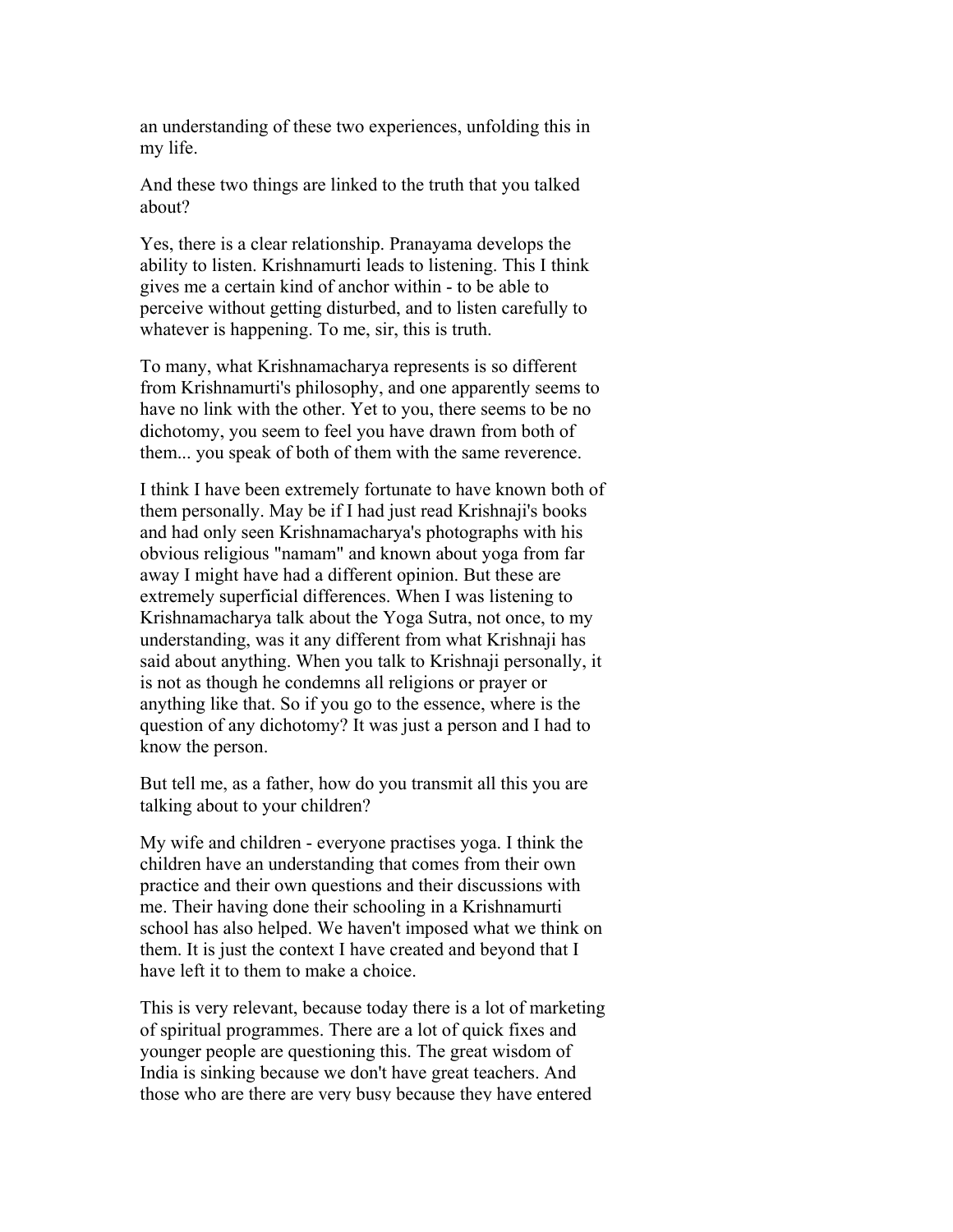an understanding of these two experiences, unfolding this in my life.

And these two things are linked to the truth that you talked about?

Yes, there is a clear relationship. Pranayama develops the ability to listen. Krishnamurti leads to listening. This I think gives me a certain kind of anchor within - to be able to perceive without getting disturbed, and to listen carefully to whatever is happening. To me, sir, this is truth.

To many, what Krishnamacharya represents is so different from Krishnamurti's philosophy, and one apparently seems to have no link with the other. Yet to you, there seems to be no dichotomy, you seem to feel you have drawn from both of them... you speak of both of them with the same reverence.

I think I have been extremely fortunate to have known both of them personally. May be if I had just read Krishnaji's books and had only seen Krishnamacharya's photographs with his obvious religious "namam" and known about yoga from far away I might have had a different opinion. But these are extremely superficial differences. When I was listening to Krishnamacharya talk about the Yoga Sutra, not once, to my understanding, was it any different from what Krishnaji has said about anything. When you talk to Krishnaji personally, it is not as though he condemns all religions or prayer or anything like that. So if you go to the essence, where is the question of any dichotomy? It was just a person and I had to know the person.

But tell me, as a father, how do you transmit all this you are talking about to your children?

My wife and children - everyone practises yoga. I think the children have an understanding that comes from their own practice and their own questions and their discussions with me. Their having done their schooling in a Krishnamurti school has also helped. We haven't imposed what we think on them. It is just the context I have created and beyond that I have left it to them to make a choice.

This is very relevant, because today there is a lot of marketing of spiritual programmes. There are a lot of quick fixes and younger people are questioning this. The great wisdom of India is sinking because we don't have great teachers. And those who are there are very busy because they have entered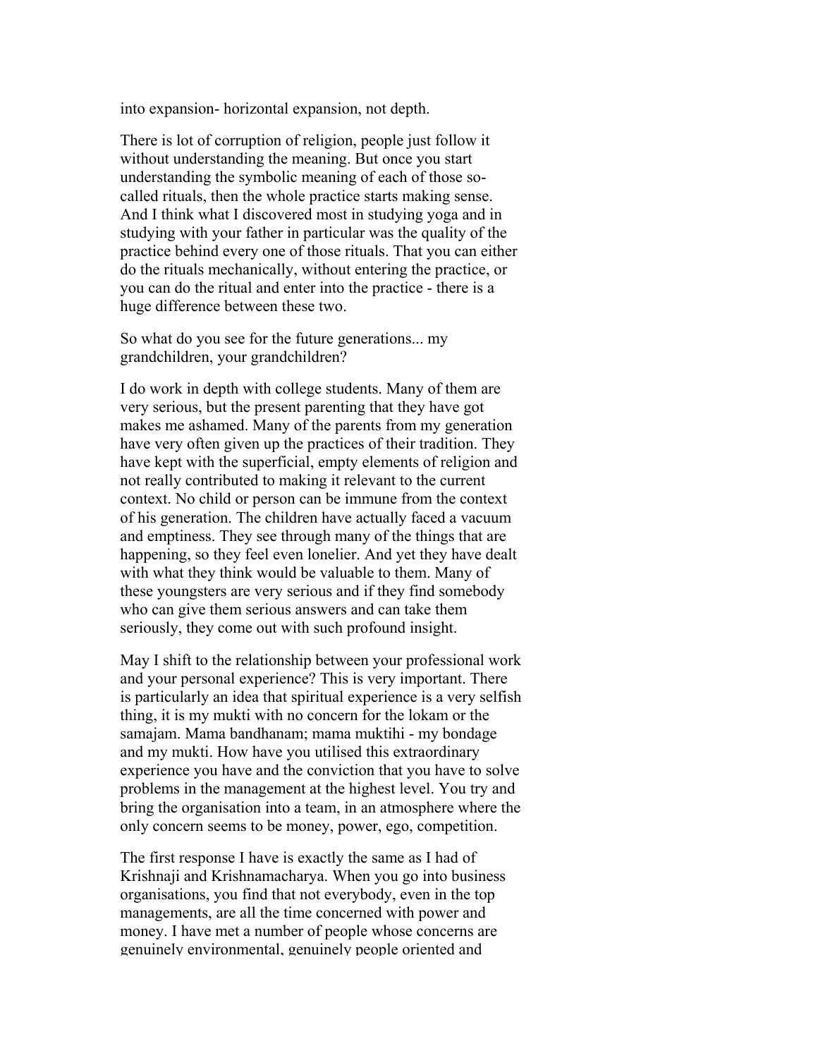into expansion- horizontal expansion, not depth.

There is lot of corruption of religion, people just follow it without understanding the meaning. But once you start understanding the symbolic meaning of each of those so-called rituals, then the whole practice starts making sense. And I think what I discovered most in studying yoga and in studying with your father in particular was the quality of the practice behind every one of those rituals. That you can either do the rituals mechanically, without entering the practice, or you can do the ritual and enter into the practice - there is a huge difference between these two.

So what do you see for the future generations... my grandchildren, your grandchildren?

I do work in depth with college students. Many of them are very serious, but the present parenting that they have got makes me ashamed. Many of the parents from my generation have very often given up the practices of their tradition. They have kept with the superficial, empty elements of religion and not really contributed to making it relevant to the current context. No child or person can be immune from the context of his generation. The children have actually faced a vacuum and emptiness. They see through many of the things that are happening, so they feel even lonelier. And yet they have dealt with what they think would be valuable to them. Many of these youngsters are very serious and if they find somebody who can give them serious answers and can take them seriously, they come out with such profound insight.

May I shift to the relationship between your professional work and your personal experience? This is very important. There is particularly an idea that spiritual experience is a very selfish thing, it is my mukti with no concern for the lokam or the samajam. Mama bandhanam; mama muktihi - my bondage and my mukti. How have you utilised this extraordinary experience you have and the conviction that you have to solve problems in the management at the highest level. You try and bring the organisation into a team, in an atmosphere where the only concern seems to be money, power, ego, competition.

The first response I have is exactly the same as I had of Krishnaji and Krishnamacharya. When you go into business organisations, you find that not everybody, even in the top managements, are all the time concerned with power and money. I have met a number of people whose concerns are genuinely environmental, genuinely people oriented and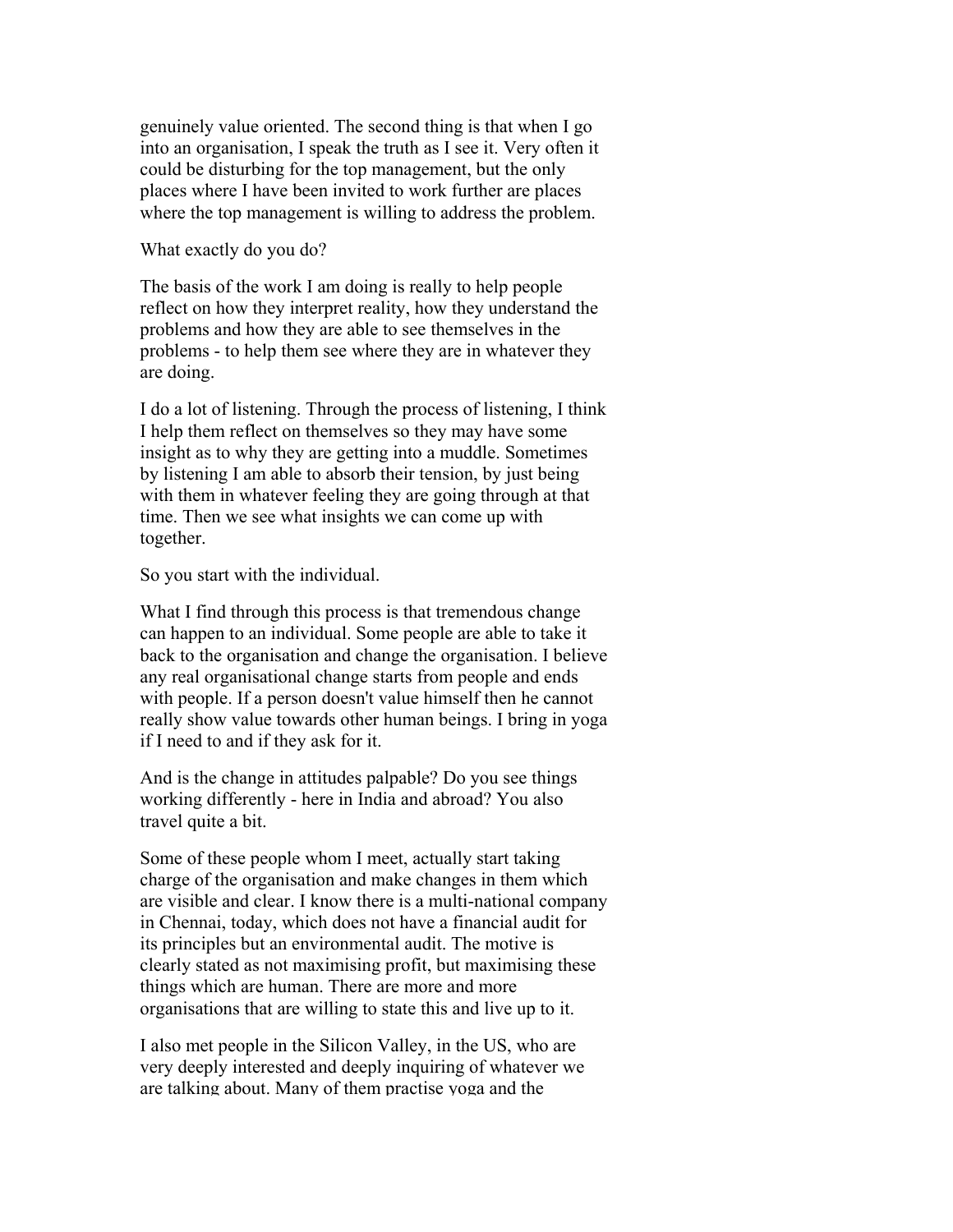genuinely value oriented. The second thing is that when I go into an organisation, I speak the truth as I see it. Very often it could be disturbing for the top management, but the only places where I have been invited to work further are places where the top management is willing to address the problem.

What exactly do you do?

The basis of the work I am doing is really to help people reflect on how they interpret reality, how they understand the problems and how they are able to see themselves in the problems - to help them see where they are in whatever they are doing.

I do a lot of listening. Through the process of listening, I think I help them reflect on themselves so they may have some insight as to why they are getting into a muddle. Sometimes by listening I am able to absorb their tension, by just being with them in whatever feeling they are going through at that time. Then we see what insights we can come up with together.

So you start with the individual.

What I find through this process is that tremendous change can happen to an individual. Some people are able to take it back to the organisation and change the organisation. I believe any real organisational change starts from people and ends with people. If a person doesn't value himself then he cannot really show value towards other human beings. I bring in yoga if I need to and if they ask for it.

And is the change in attitudes palpable? Do you see things working differently - here in India and abroad? You also travel quite a bit.

Some of these people whom I meet, actually start taking charge of the organisation and make changes in them which are visible and clear. I know there is a multi-national company in Chennai, today, which does not have a financial audit for its principles but an environmental audit. The motive is clearly stated as not maximising profit, but maximising these things which are human. There are more and more organisations that are willing to state this and live up to it.

I also met people in the Silicon Valley, in the US, who are very deeply interested and deeply inquiring of whatever we are talking about. Many of them practise yoga and the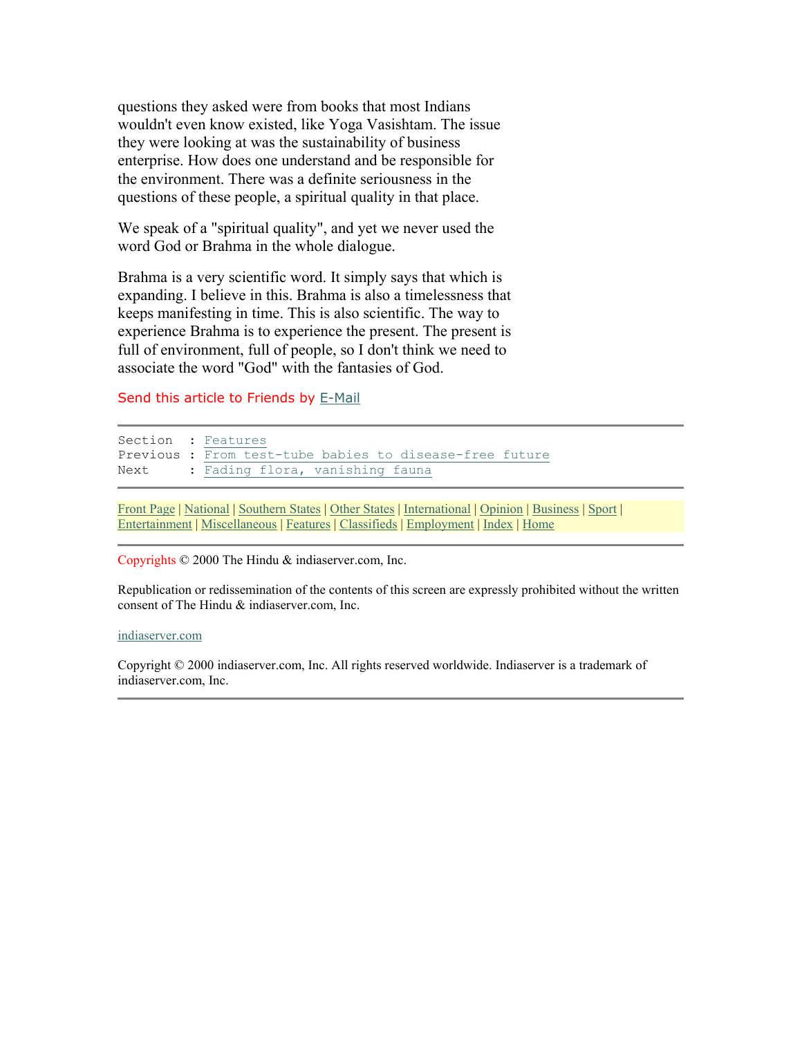questions they asked were from books that most Indians wouldn't even know existed, like Yoga Vasishtam. The issue they were looking at was the sustainability of business enterprise. How does one understand and be responsible for the environment. There was a definite seriousness in the questions of these people, a spiritual quality in that place.

We speak of a "spiritual quality", and yet we never used the word God or Brahma in the whole dialogue.

Brahma is a very scientific word. It simply says that which is expanding. I believe in this. Brahma is also a timelessness that keeps manifesting in time. This is also scientific. The way to experience Brahma is to experience the present. The present is full of environment, full of people, so I don't think we need to associate the word "God" with the fantasies of God.

Send this article to Friends by E-Mail

```
Section  : Features
Previous : From test-tube babies to disease-free future
Next     : Fading flora, vanishing fauna
```

Front Page | National | Southern States | Other States | International | Opinion | Business | Sport | Entertainment | Miscellaneous | Features | Classifieds | Employment | Index | Home

Copyrights © 2000 The Hindu & indiaserver.com, Inc.

Republication or redissemination of the contents of this screen are expressly prohibited without the written consent of The Hindu & indiaserver.com, Inc.

indiaserver.com

Copyright © 2000 indiaserver.com, Inc. All rights reserved worldwide. Indiaserver is a trademark of indiaserver.com, Inc.